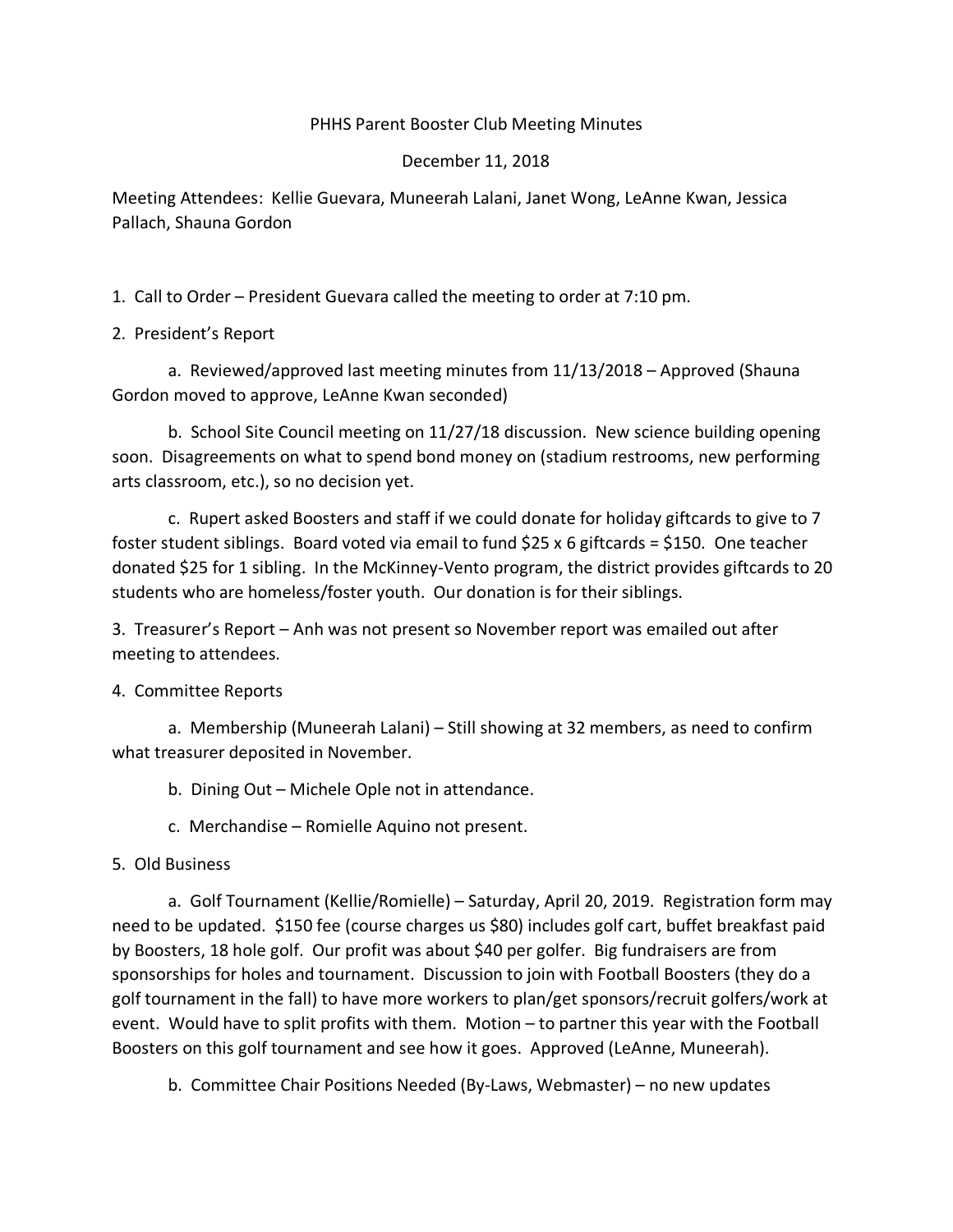# PHHS Parent Booster Club Meeting Minutes

December 11, 2018

Meeting Attendees: Kellie Guevara, Muneerah Lalani, Janet Wong, LeAnne Kwan, Jessica Pallach, Shauna Gordon

1. Call to Order – President Guevara called the meeting to order at 7:10 pm.

2. President's Report

   a. Reviewed/approved last meeting minutes from 11/13/2018 – Approved (Shauna Gordon moved to approve, LeAnne Kwan seconded)

   b. School Site Council meeting on 11/27/18 discussion. New science building opening soon. Disagreements on what to spend bond money on (stadium restrooms, new performing arts classroom, etc.), so no decision yet.

   c. Rupert asked Boosters and staff if we could donate for holiday giftcards to give to 7 foster student siblings. Board voted via email to fund \$25 x 6 giftcards = \$150. One teacher donated \$25 for 1 sibling. In the McKinney-Vento program, the district provides giftcards to 20 students who are homeless/foster youth. Our donation is for their siblings.

3. Treasurer's Report – Anh was not present so November report was emailed out after meeting to attendees.

4. Committee Reports

   a. Membership (Muneerah Lalani) – Still showing at 32 members, as need to confirm what treasurer deposited in November.

   b. Dining Out – Michele Ople not in attendance.

   c. Merchandise – Romielle Aquino not present.

5. Old Business

   a. Golf Tournament (Kellie/Romielle) – Saturday, April 20, 2019. Registration form may need to be updated. \$150 fee (course charges us \$80) includes golf cart, buffet breakfast paid by Boosters, 18 hole golf. Our profit was about \$40 per golfer. Big fundraisers are from sponsorships for holes and tournament. Discussion to join with Football Boosters (they do a golf tournament in the fall) to have more workers to plan/get sponsors/recruit golfers/work at event. Would have to split profits with them. Motion – to partner this year with the Football Boosters on this golf tournament and see how it goes. Approved (LeAnne, Muneerah).

   b. Committee Chair Positions Needed (By-Laws, Webmaster) – no new updates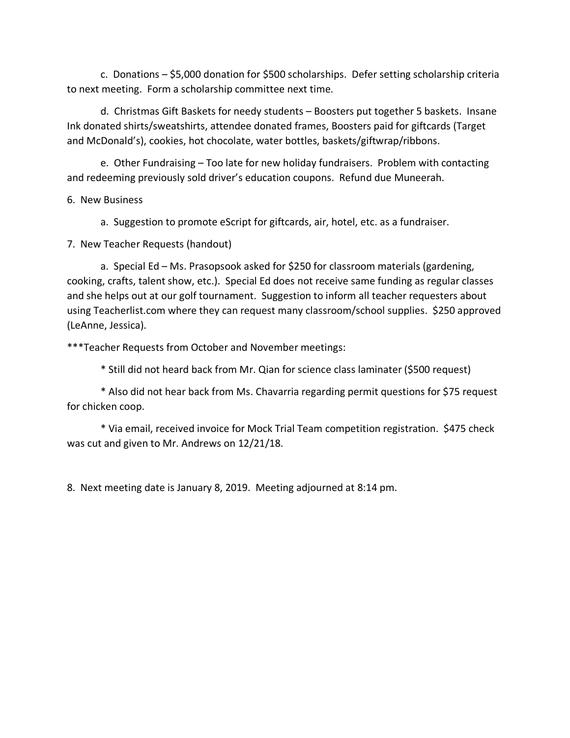c. Donations – $5,000 donation for $500 scholarships. Defer setting scholarship criteria to next meeting. Form a scholarship committee next time.

d. Christmas Gift Baskets for needy students – Boosters put together 5 baskets. Insane Ink donated shirts/sweatshirts, attendee donated frames, Boosters paid for giftcards (Target and McDonald's), cookies, hot chocolate, water bottles, baskets/giftwrap/ribbons.

e. Other Fundraising – Too late for new holiday fundraisers. Problem with contacting and redeeming previously sold driver's education coupons. Refund due Muneerah.

6. New Business

a. Suggestion to promote eScript for giftcards, air, hotel, etc. as a fundraiser.

7. New Teacher Requests (handout)

a. Special Ed – Ms. Prasopsook asked for $250 for classroom materials (gardening, cooking, crafts, talent show, etc.). Special Ed does not receive same funding as regular classes and she helps out at our golf tournament. Suggestion to inform all teacher requesters about using Teacherlist.com where they can request many classroom/school supplies. $250 approved (LeAnne, Jessica).

***Teacher Requests from October and November meetings:

* Still did not heard back from Mr. Qian for science class laminater ($500 request)

* Also did not hear back from Ms. Chavarria regarding permit questions for $75 request for chicken coop.

* Via email, received invoice for Mock Trial Team competition registration. $475 check was cut and given to Mr. Andrews on 12/21/18.

8. Next meeting date is January 8, 2019. Meeting adjourned at 8:14 pm.